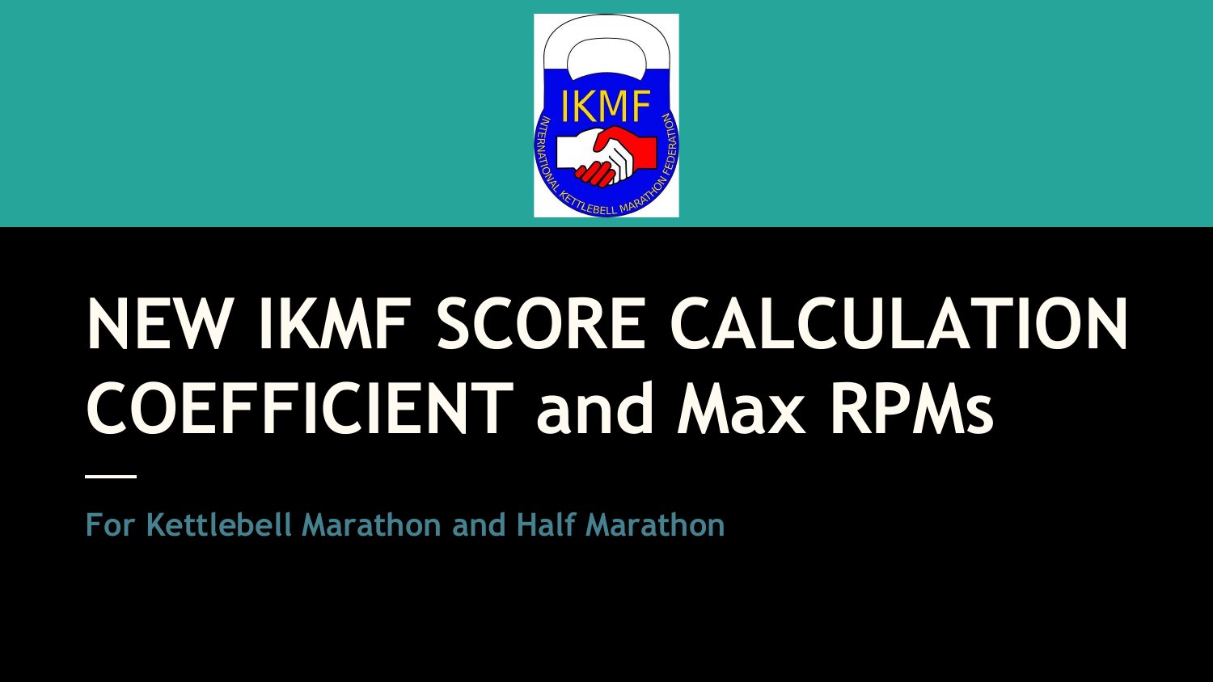# NEW IKMF SCORE CALCULATION COEFFICIENT and Max RPMs

For Kettlebell Marathon and Half Marathon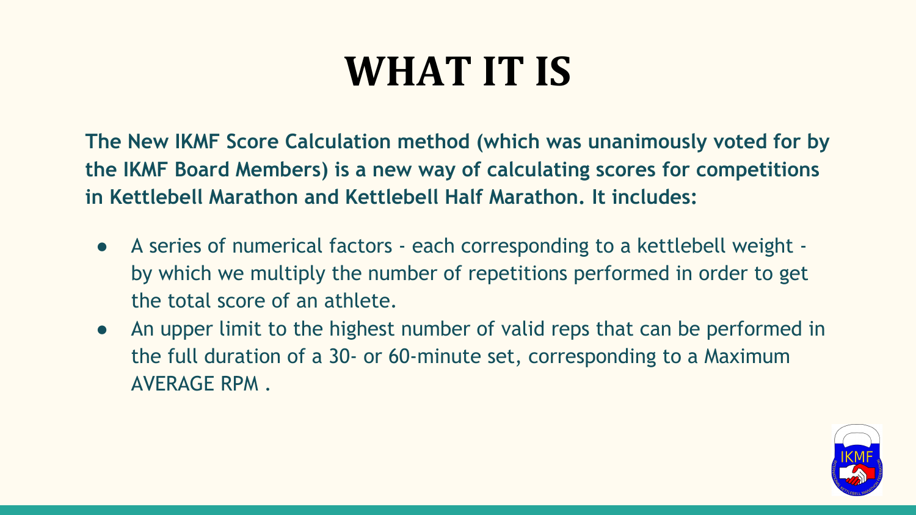# WHAT IT IS

**The New IKMF Score Calculation method (which was unanimously voted for by the IKMF Board Members) is a new way of calculating scores for competitions in Kettlebell Marathon and Kettlebell Half Marathon. It includes:**

- A series of numerical factors - each corresponding to a kettlebell weight - by which we multiply the number of repetitions performed in order to get the total score of an athlete.
- An upper limit to the highest number of valid reps that can be performed in the full duration of a 30- or 60-minute set, corresponding to a Maximum AVERAGE RPM .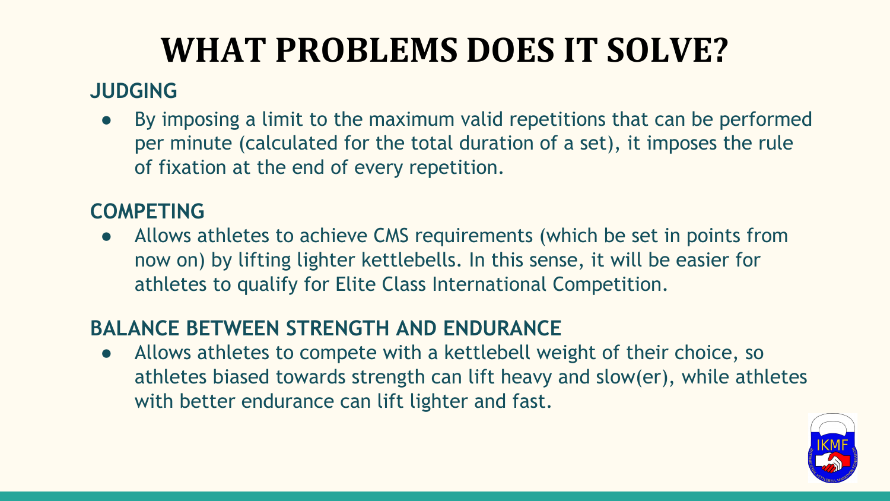# WHAT PROBLEMS DOES IT SOLVE?

## JUDGING

- By imposing a limit to the maximum valid repetitions that can be performed per minute (calculated for the total duration of a set), it imposes the rule of fixation at the end of every repetition.

## COMPETING

- Allows athletes to achieve CMS requirements (which be set in points from now on) by lifting lighter kettlebells. In this sense, it will be easier for athletes to qualify for Elite Class International Competition.

## BALANCE BETWEEN STRENGTH AND ENDURANCE

- Allows athletes to compete with a kettlebell weight of their choice, so athletes biased towards strength can lift heavy and slow(er), while athletes with better endurance can lift lighter and fast.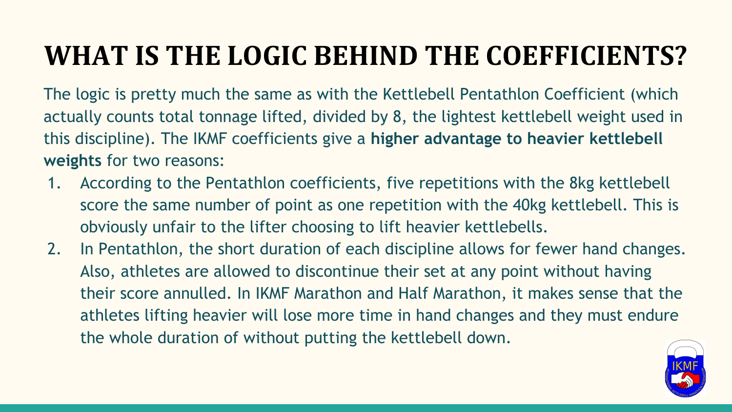# WHAT IS THE LOGIC BEHIND THE COEFFICIENTS?

The logic is pretty much the same as with the Kettlebell Pentathlon Coefficient (which actually counts total tonnage lifted, divided by 8, the lightest kettlebell weight used in this discipline). The IKMF coefficients give a **higher advantage to heavier kettlebell weights** for two reasons:

1. According to the Pentathlon coefficients, five repetitions with the 8kg kettlebell score the same number of point as one repetition with the 40kg kettlebell. This is obviously unfair to the lifter choosing to lift heavier kettlebells.
2. In Pentathlon, the short duration of each discipline allows for fewer hand changes. Also, athletes are allowed to discontinue their set at any point without having their score annulled. In IKMF Marathon and Half Marathon, it makes sense that the athletes lifting heavier will lose more time in hand changes and they must endure the whole duration of without putting the kettlebell down.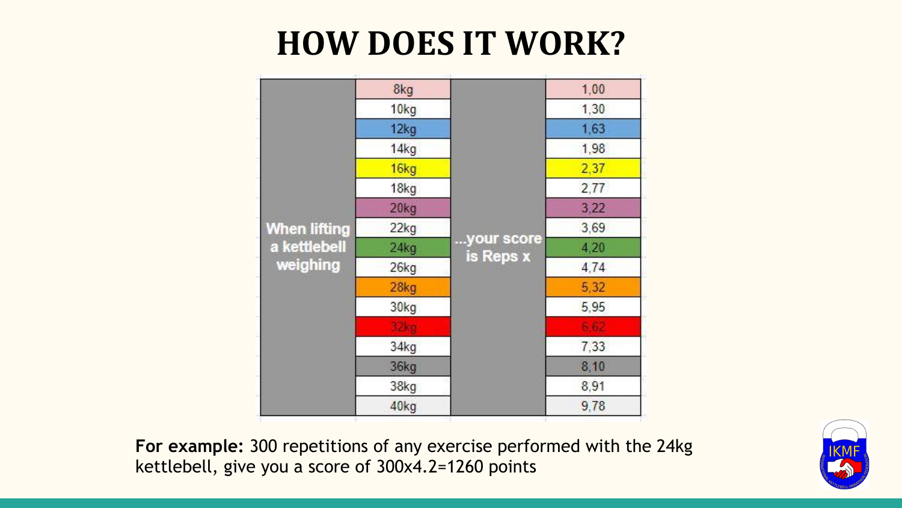# HOW DOES IT WORK?

| When lifting a kettlebell weighing | | ...your score is Reps x |
|---|---|---|
| | 8kg | 1,00 |
| | 10kg | 1,30 |
| | 12kg | 1,63 |
| | 14kg | 1,98 |
| | 16kg | 2,37 |
| | 18kg | 2,77 |
| | 20kg | 3,22 |
| | 22kg | 3,69 |
| | 24kg | 4,20 |
| | 26kg | 4,74 |
| | 28kg | 5,32 |
| | 30kg | 5,95 |
| | 32kg | 6,62 |
| | 34kg | 7,33 |
| | 36kg | 8,10 |
| | 38kg | 8,91 |
| | 40kg | 9,78 |

**For example:** 300 repetitions of any exercise performed with the 24kg kettlebell, give you a score of 300x4.2=1260 points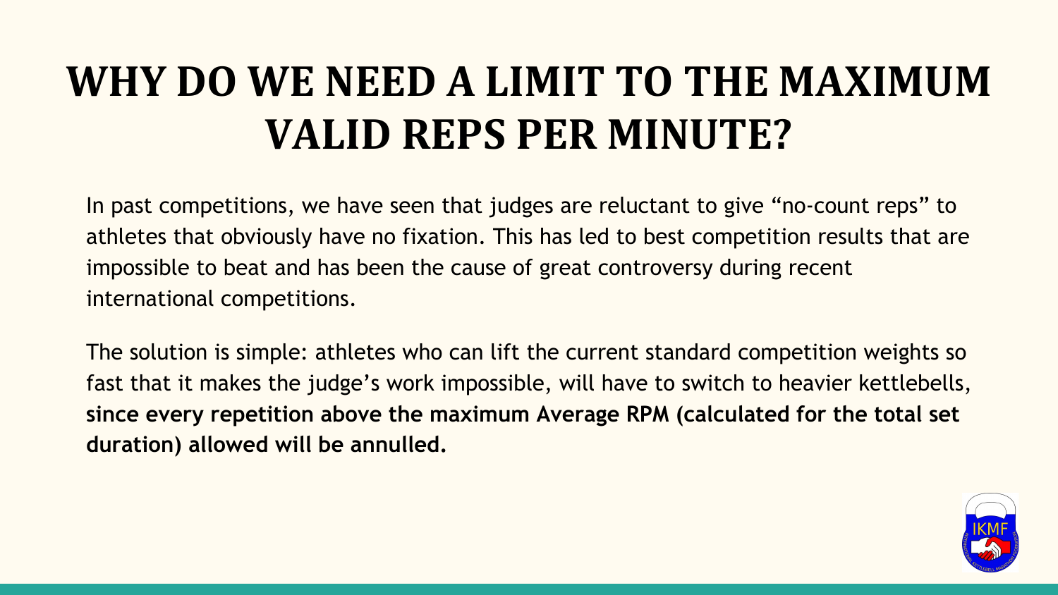# WHY DO WE NEED A LIMIT TO THE MAXIMUM VALID REPS PER MINUTE?

In past competitions, we have seen that judges are reluctant to give “no-count reps” to athletes that obviously have no fixation. This has led to best competition results that are impossible to beat and has been the cause of great controversy during recent international competitions.

The solution is simple: athletes who can lift the current standard competition weights so fast that it makes the judge’s work impossible, will have to switch to heavier kettlebells, **since every repetition above the maximum Average RPM (calculated for the total set duration) allowed will be annulled.**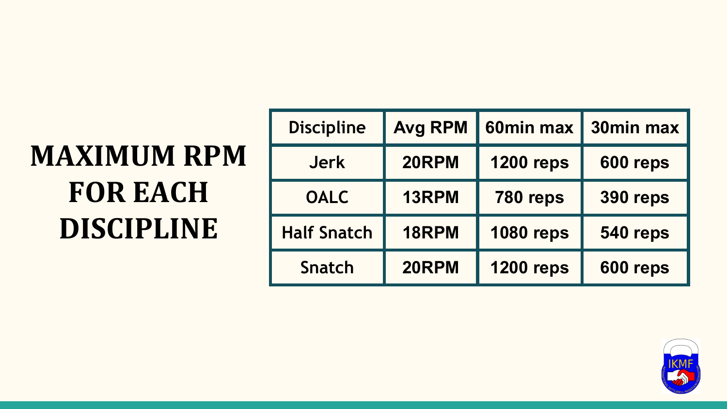# MAXIMUM RPM FOR EACH DISCIPLINE

| Discipline | Avg RPM | 60min max | 30min max |
|---|---|---|---|
| Jerk | 20RPM | 1200 reps | 600 reps |
| OALC | 13RPM | 780 reps | 390 reps |
| Half Snatch | 18RPM | 1080 reps | 540 reps |
| Snatch | 20RPM | 1200 reps | 600 reps |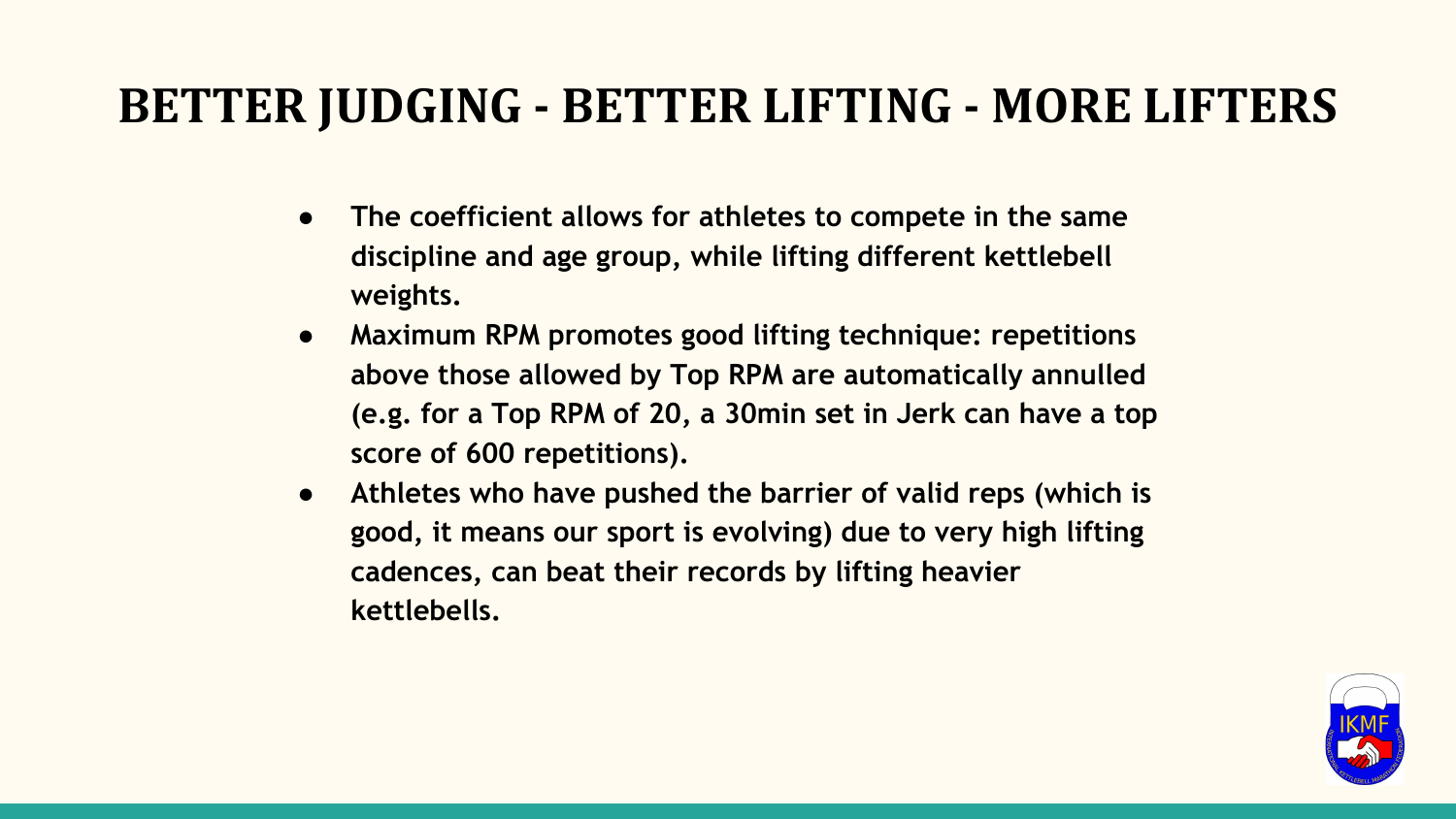# BETTER JUDGING - BETTER LIFTING - MORE LIFTERS

- **The coefficient allows for athletes to compete in the same discipline and age group, while lifting different kettlebell weights.**
- **Maximum RPM promotes good lifting technique: repetitions above those allowed by Top RPM are automatically annulled (e.g. for a Top RPM of 20, a 30min set in Jerk can have a top score of 600 repetitions).**
- **Athletes who have pushed the barrier of valid reps (which is good, it means our sport is evolving) due to very high lifting cadences, can beat their records by lifting heavier kettlebells.**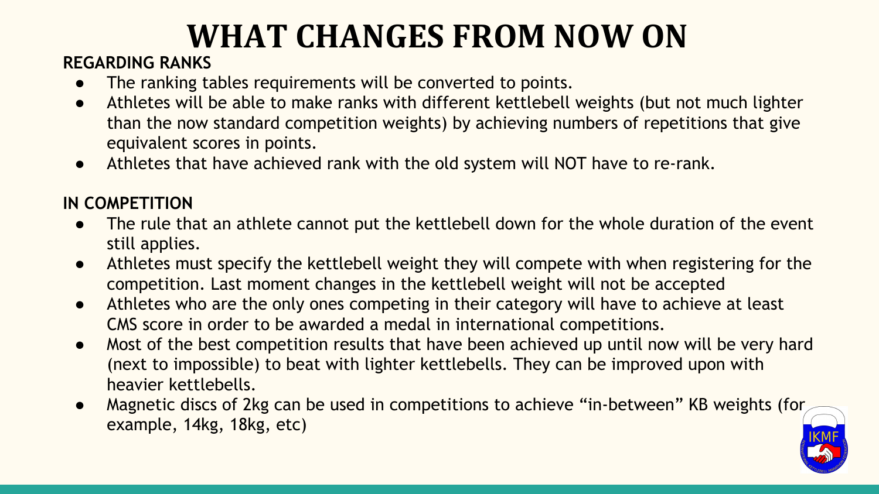# WHAT CHANGES FROM NOW ON

**REGARDING RANKS**

- The ranking tables requirements will be converted to points.
- Athletes will be able to make ranks with different kettlebell weights (but not much lighter than the now standard competition weights) by achieving numbers of repetitions that give equivalent scores in points.
- Athletes that have achieved rank with the old system will NOT have to re-rank.

**IN COMPETITION**

- The rule that an athlete cannot put the kettlebell down for the whole duration of the event still applies.
- Athletes must specify the kettlebell weight they will compete with when registering for the competition. Last moment changes in the kettlebell weight will not be accepted
- Athletes who are the only ones competing in their category will have to achieve at least CMS score in order to be awarded a medal in international competitions.
- Most of the best competition results that have been achieved up until now will be very hard (next to impossible) to beat with lighter kettlebells. They can be improved upon with heavier kettlebells.
- Magnetic discs of 2kg can be used in competitions to achieve "in-between" KB weights (for example, 14kg, 18kg, etc)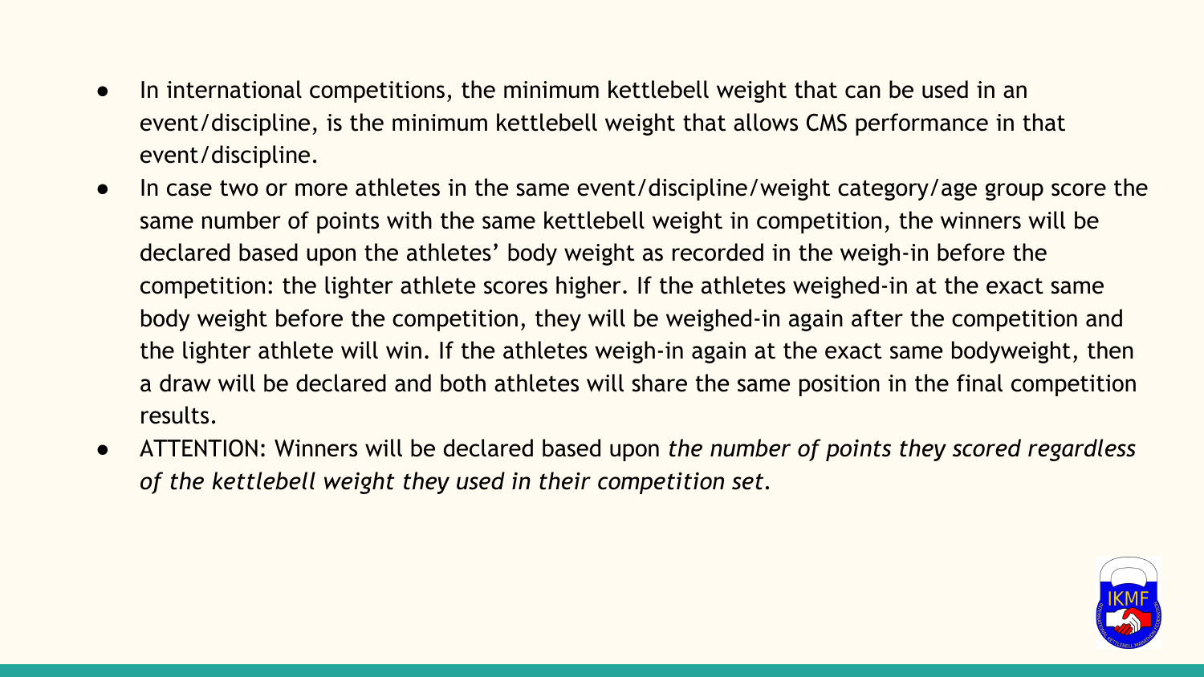- In international competitions, the minimum kettlebell weight that can be used in an event/discipline, is the minimum kettlebell weight that allows CMS performance in that event/discipline.
- In case two or more athletes in the same event/discipline/weight category/age group score the same number of points with the same kettlebell weight in competition, the winners will be declared based upon the athletes' body weight as recorded in the weigh-in before the competition: the lighter athlete scores higher. If the athletes weighed-in at the exact same body weight before the competition, they will be weighed-in again after the competition and the lighter athlete will win. If the athletes weigh-in again at the exact same bodyweight, then a draw will be declared and both athletes will share the same position in the final competition results.
- ATTENTION: Winners will be declared based upon *the number of points they scored regardless of the kettlebell weight they used in their competition set*.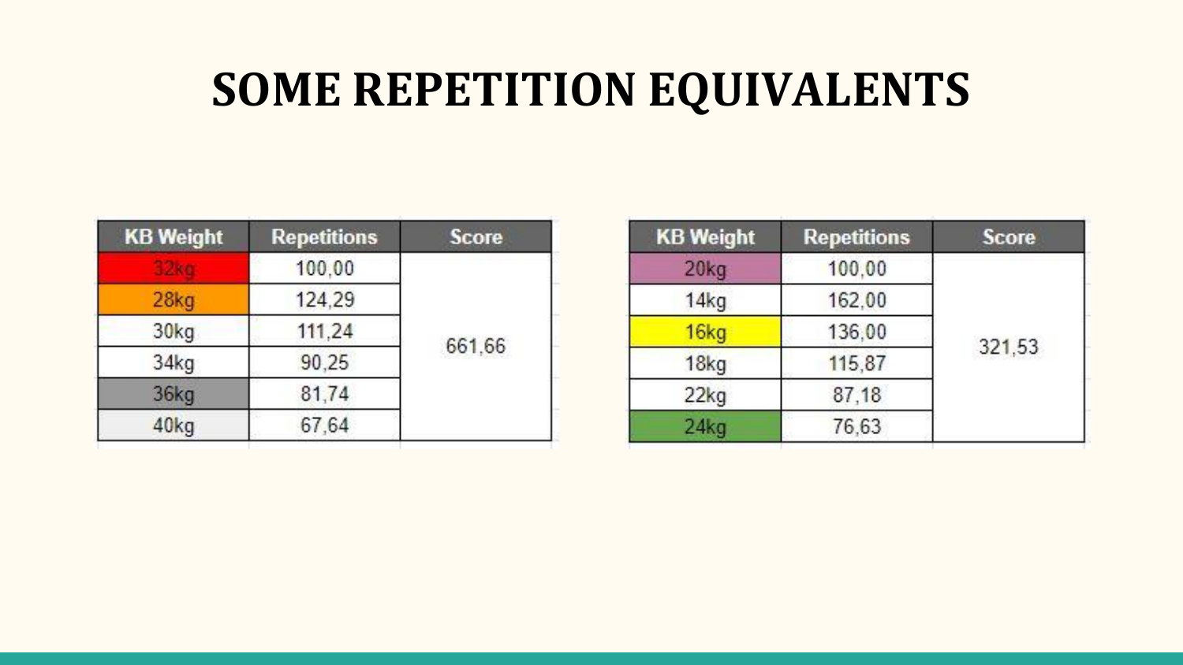# SOME REPETITION EQUIVALENTS

| KB Weight | Repetitions | Score |
|---|---|---|
| 32kg | 100,00 | 661,66 |
| 28kg | 124,29 | |
| 30kg | 111,24 | |
| 34kg | 90,25 | |
| 36kg | 81,74 | |
| 40kg | 67,64 | |

| KB Weight | Repetitions | Score |
|---|---|---|
| 20kg | 100,00 | 321,53 |
| 14kg | 162,00 | |
| 16kg | 136,00 | |
| 18kg | 115,87 | |
| 22kg | 87,18 | |
| 24kg | 76,63 | |